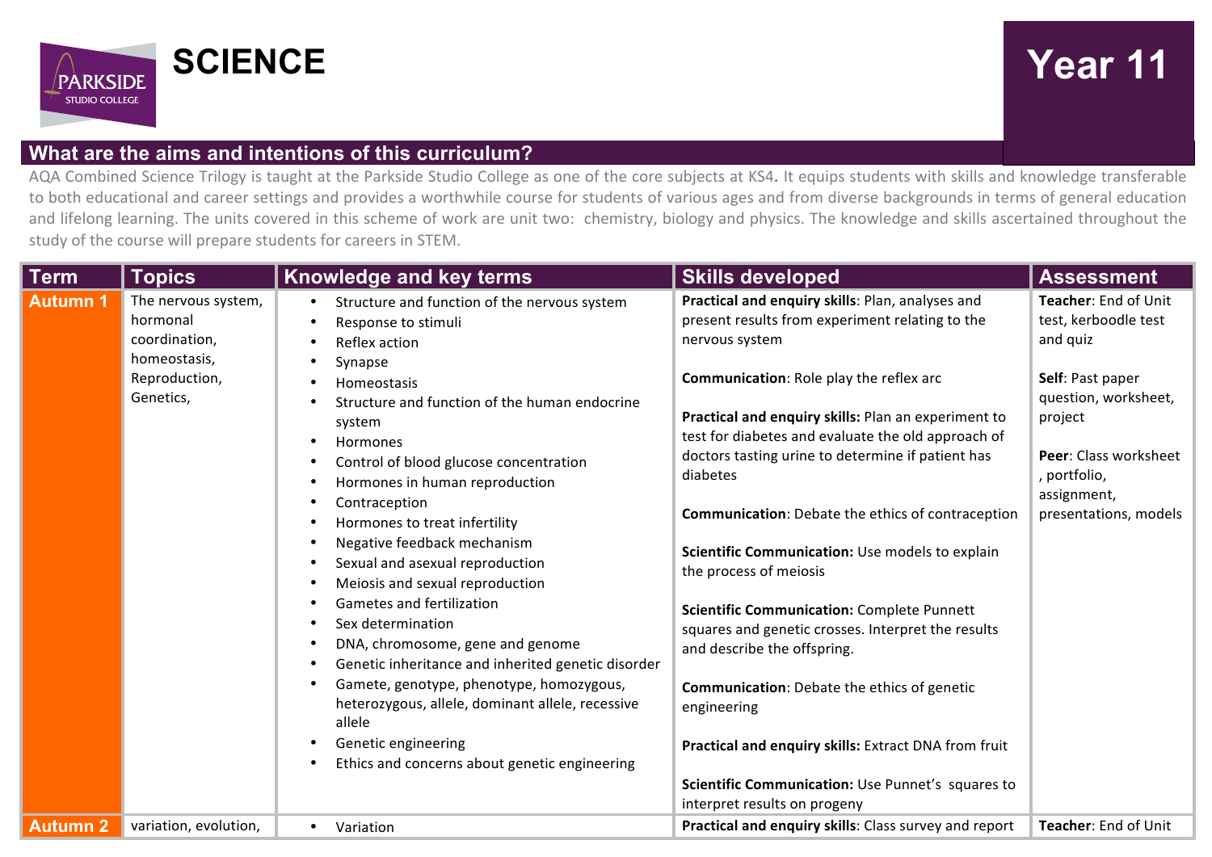# SCIENCE

## Year 11

## What are the aims and intentions of this curriculum?

AQA Combined Science Trilogy is taught at the Parkside Studio College as one of the core subjects at KS4**.** It equips students with skills and knowledge transferable to both educational and career settings and provides a worthwhile course for students of various ages and from diverse backgrounds in terms of general education and lifelong learning. The units covered in this scheme of work are unit two: chemistry, biology and physics. The knowledge and skills ascertained throughout the study of the course will prepare students for careers in STEM.

| Term | Topics | Knowledge and key terms | Skills developed | Assessment |
| --- | --- | --- | --- | --- |
| **Autumn 1** | The nervous system, hormonal coordination, homeostasis, Reproduction, Genetics, | • Structure and function of the nervous system<br>• Response to stimuli<br>• Reflex action<br>• Synapse<br>• Homeostasis<br>• Structure and function of the human endocrine system<br>• Hormones<br>• Control of blood glucose concentration<br>• Hormones in human reproduction<br>• Contraception<br>• Hormones to treat infertility<br>• Negative feedback mechanism<br>• Sexual and asexual reproduction<br>• Meiosis and sexual reproduction<br>• Gametes and fertilization<br>• Sex determination<br>• DNA, chromosome, gene and genome<br>• Genetic inheritance and inherited genetic disorder<br>• Gamete, genotype, phenotype, homozygous, heterozygous, allele, dominant allele, recessive allele<br>• Genetic engineering<br>• Ethics and concerns about genetic engineering | **Practical and enquiry skills**: Plan, analyses and present results from experiment relating to the nervous system<br><br>**Communication**: Role play the reflex arc<br><br>**Practical and enquiry skills:** Plan an experiment to test for diabetes and evaluate the old approach of doctors tasting urine to determine if patient has diabetes<br><br>**Communication**: Debate the ethics of contraception<br><br>**Scientific Communication:** Use models to explain the process of meiosis<br><br>**Scientific Communication:** Complete Punnett squares and genetic crosses. Interpret the results and describe the offspring.<br><br>**Communication**: Debate the ethics of genetic engineering<br><br>**Practical and enquiry skills:** Extract DNA from fruit<br><br>**Scientific Communication:** Use Punnet's squares to interpret results on progeny | **Teacher**: End of Unit test, kerboodle test and quiz<br><br>**Self**: Past paper question, worksheet, project<br><br>**Peer**: Class worksheet , portfolio, assignment, presentations, models |
| **Autumn 2** | variation, evolution, | • Variation | **Practical and enquiry skills**: Class survey and report | **Teacher**: End of Unit |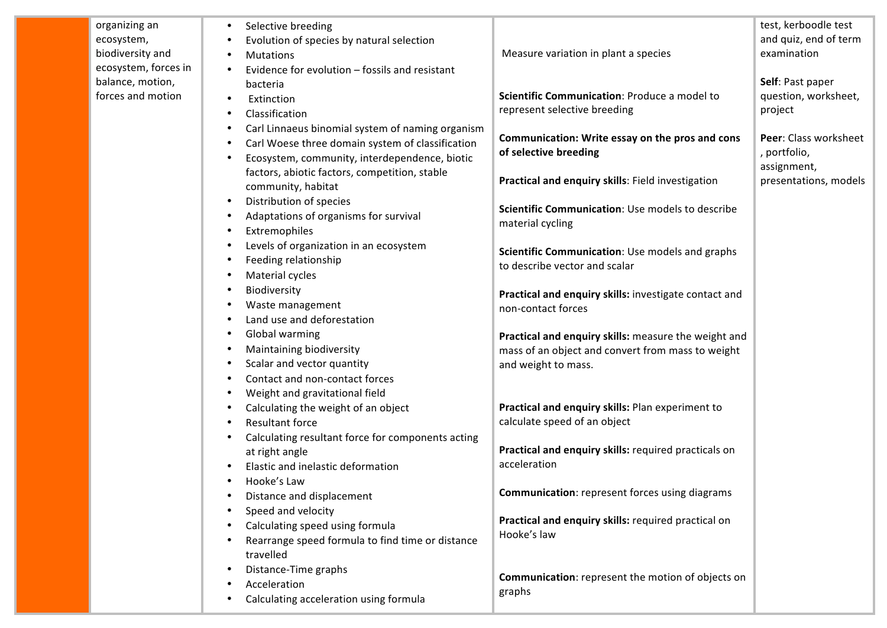|  | organizing an ecosystem, biodiversity and ecosystem, forces in balance, motion, forces and motion | • Selective breeding<br>• Evolution of species by natural selection<br>• Mutations<br>• Evidence for evolution – fossils and resistant bacteria<br>• Extinction<br>• Classification<br>• Carl Linnaeus binomial system of naming organism<br>• Carl Woese three domain system of classification<br>• Ecosystem, community, interdependence, biotic factors, abiotic factors, competition, stable community, habitat<br>• Distribution of species<br>• Adaptations of organisms for survival<br>• Extremophiles<br>• Levels of organization in an ecosystem<br>• Feeding relationship<br>• Material cycles<br>• Biodiversity<br>• Waste management<br>• Land use and deforestation<br>• Global warming<br>• Maintaining biodiversity<br>• Scalar and vector quantity<br>• Contact and non-contact forces<br>• Weight and gravitational field<br>• Calculating the weight of an object<br>• Resultant force<br>• Calculating resultant force for components acting at right angle<br>• Elastic and inelastic deformation<br>• Hooke's Law<br>• Distance and displacement<br>• Speed and velocity<br>• Calculating speed using formula<br>• Rearrange speed formula to find time or distance travelled<br>• Distance-Time graphs<br>• Acceleration<br>• Calculating acceleration using formula | Measure variation in plant a species<br><br>**Scientific Communication**: Produce a model to represent selective breeding<br><br>**Communication: Write essay on the pros and cons of selective breeding**<br><br>**Practical and enquiry skills**: Field investigation<br><br>**Scientific Communication**: Use models to describe material cycling<br><br>**Scientific Communication**: Use models and graphs to describe vector and scalar<br><br>**Practical and enquiry skills:** investigate contact and non-contact forces<br><br>**Practical and enquiry skills:** measure the weight and mass of an object and convert from mass to weight and weight to mass.<br><br>**Practical and enquiry skills:** Plan experiment to calculate speed of an object<br><br>**Practical and enquiry skills:** required practicals on acceleration<br><br>**Communication**: represent forces using diagrams<br><br>**Practical and enquiry skills:** required practical on Hooke's law<br><br>**Communication**: represent the motion of objects on graphs | test, kerboodle test and quiz, end of term examination<br><br>**Self**: Past paper question, worksheet, project<br><br>**Peer**: Class worksheet , portfolio, assignment, presentations, models |
|---|---|---|---|---|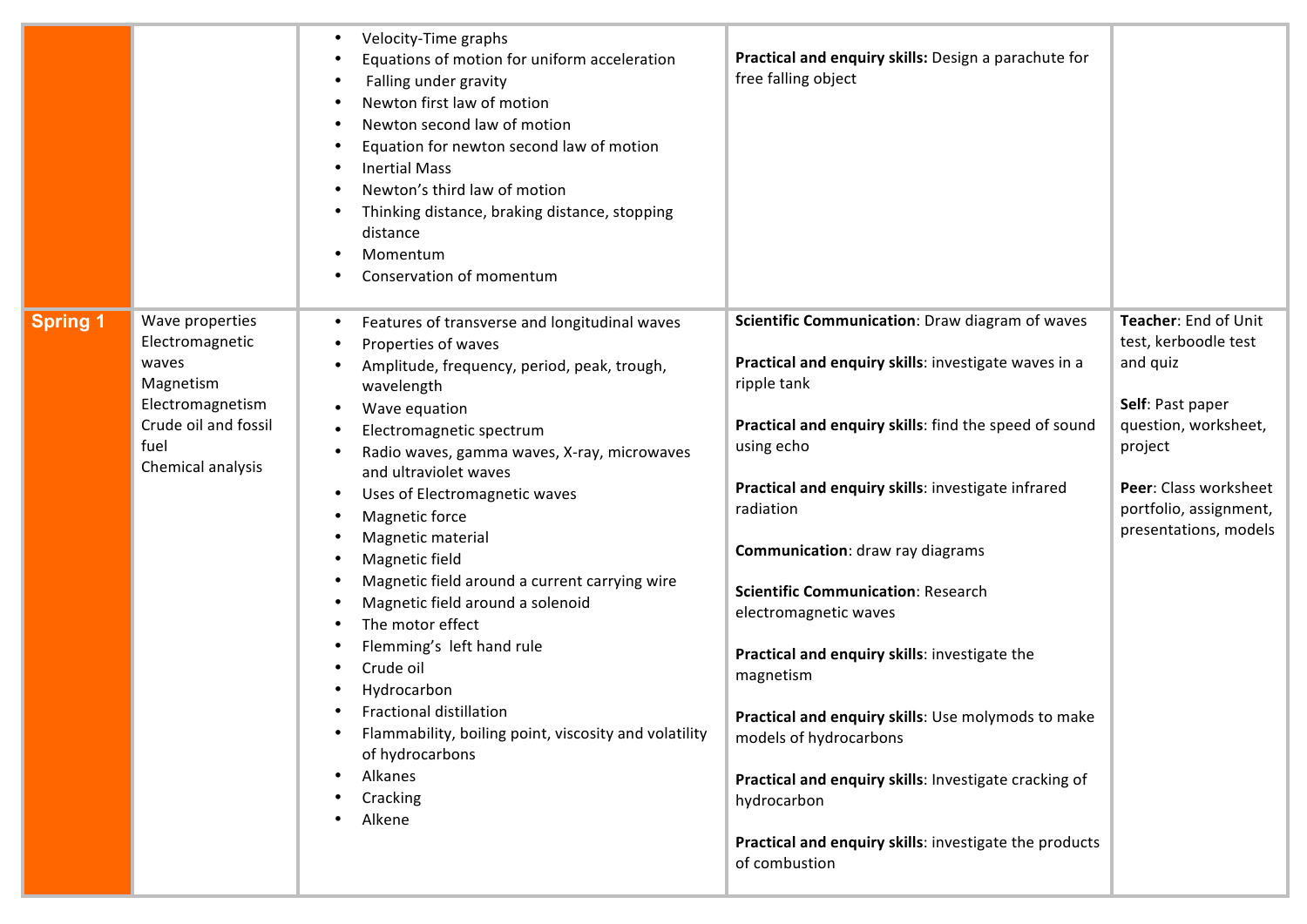| | | | | |
|---|---|---|---|---|
| | | • Velocity-Time graphs<br>• Equations of motion for uniform acceleration<br>• Falling under gravity<br>• Newton first law of motion<br>• Newton second law of motion<br>• Equation for newton second law of motion<br>• Inertial Mass<br>• Newton's third law of motion<br>• Thinking distance, braking distance, stopping distance<br>• Momentum<br>• Conservation of momentum | **Practical and enquiry skills:** Design a parachute for free falling object | |
| **Spring 1** | Wave properties<br>Electromagnetic waves<br>Magnetism<br>Electromagnetism<br>Crude oil and fossil fuel<br>Chemical analysis | • Features of transverse and longitudinal waves<br>• Properties of waves<br>• Amplitude, frequency, period, peak, trough, wavelength<br>• Wave equation<br>• Electromagnetic spectrum<br>• Radio waves, gamma waves, X-ray, microwaves and ultraviolet waves<br>• Uses of Electromagnetic waves<br>• Magnetic force<br>• Magnetic material<br>• Magnetic field<br>• Magnetic field around a current carrying wire<br>• Magnetic field around a solenoid<br>• The motor effect<br>• Flemming's left hand rule<br>• Crude oil<br>• Hydrocarbon<br>• Fractional distillation<br>• Flammability, boiling point, viscosity and volatility of hydrocarbons<br>• Alkanes<br>• Cracking<br>• Alkene | **Scientific Communication**: Draw diagram of waves<br><br>**Practical and enquiry skills**: investigate waves in a ripple tank<br><br>**Practical and enquiry skills**: find the speed of sound using echo<br><br>**Practical and enquiry skills**: investigate infrared radiation<br><br>**Communication**: draw ray diagrams<br><br>**Scientific Communication**: Research electromagnetic waves<br><br>**Practical and enquiry skills**: investigate the magnetism<br><br>**Practical and enquiry skills**: Use molymods to make models of hydrocarbons<br><br>**Practical and enquiry skills**: Investigate cracking of hydrocarbon<br><br>**Practical and enquiry skills**: investigate the products of combustion | **Teacher**: End of Unit test, kerboodle test and quiz<br><br>**Self**: Past paper question, worksheet, project<br><br>**Peer**: Class worksheet portfolio, assignment, presentations, models |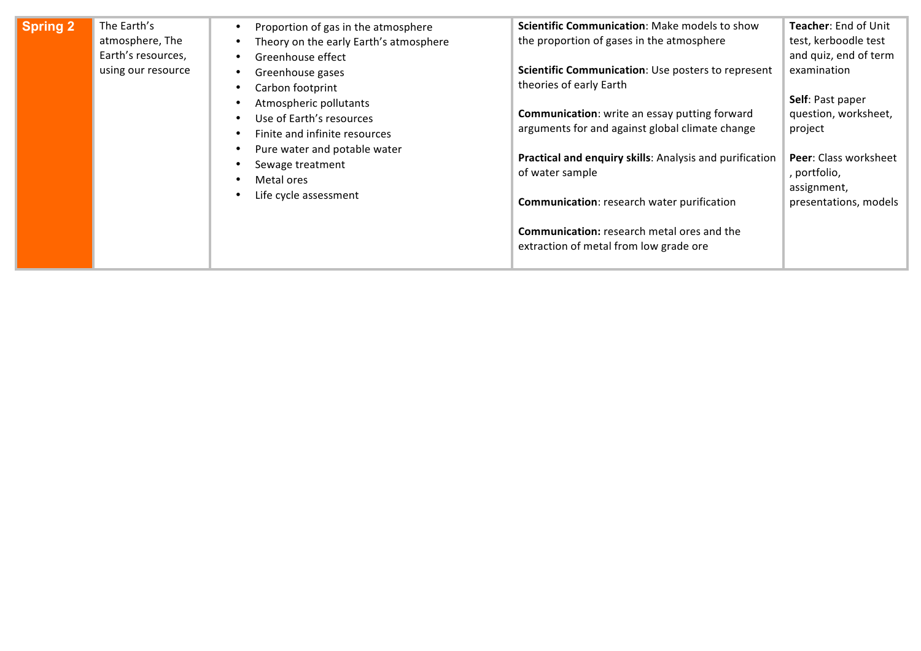| | | | | |
|---|---|---|---|---|
| **Spring 2** | The Earth's atmosphere, The Earth's resources, using our resource | • Proportion of gas in the atmosphere<br>• Theory on the early Earth's atmosphere<br>• Greenhouse effect<br>• Greenhouse gases<br>• Carbon footprint<br>• Atmospheric pollutants<br>• Use of Earth's resources<br>• Finite and infinite resources<br>• Pure water and potable water<br>• Sewage treatment<br>• Metal ores<br>• Life cycle assessment | **Scientific Communication**: Make models to show the proportion of gases in the atmosphere<br><br>**Scientific Communication**: Use posters to represent theories of early Earth<br><br>**Communication**: write an essay putting forward arguments for and against global climate change<br><br>**Practical and enquiry skills**: Analysis and purification of water sample<br><br>**Communication**: research water purification<br><br>**Communication:** research metal ores and the extraction of metal from low grade ore | **Teacher**: End of Unit test, kerboodle test and quiz, end of term examination<br><br>**Self**: Past paper question, worksheet, project<br><br>**Peer**: Class worksheet , portfolio, assignment, presentations, models |